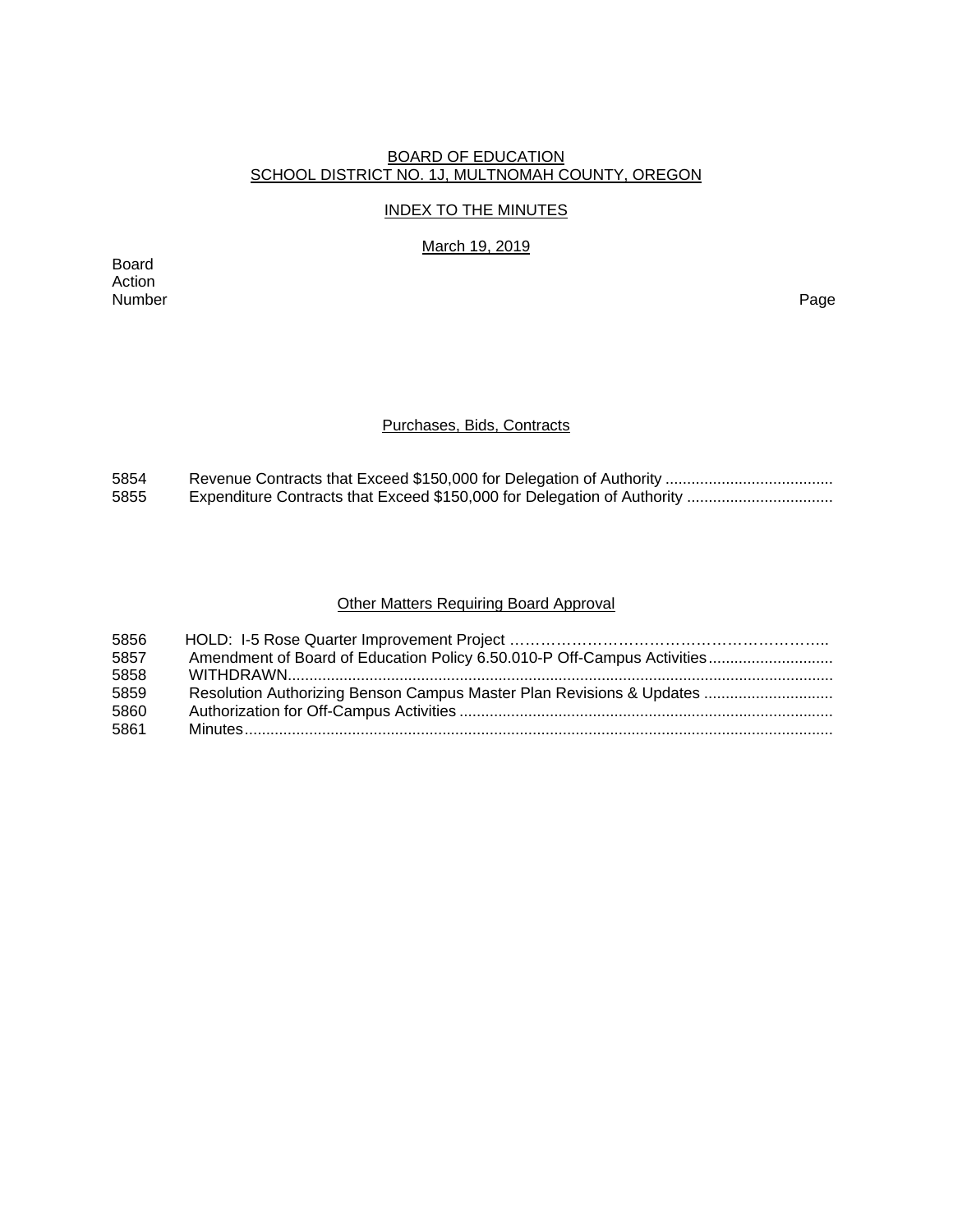# BOARD OF EDUCATION
# SCHOOL DISTRICT NO. 1J, MULTNOMAH COUNTY, OREGON

## INDEX TO THE MINUTES

March 19, 2019

| Board Action Number | | Page |
|---|---|---|

### Purchases, Bids, Contracts

| | | |
|---|---|---|
| 5854 | Revenue Contracts that Exceed $150,000 for Delegation of Authority | |
| 5855 | Expenditure Contracts that Exceed $150,000 for Delegation of Authority | |

### Other Matters Requiring Board Approval

| | | |
|---|---|---|
| 5856 | HOLD: I-5 Rose Quarter Improvement Project | |
| 5857 | Amendment of Board of Education Policy 6.50.010-P Off-Campus Activities | |
| 5858 | WITHDRAWN | |
| 5859 | Resolution Authorizing Benson Campus Master Plan Revisions & Updates | |
| 5860 | Authorization for Off-Campus Activities | |
| 5861 | Minutes | |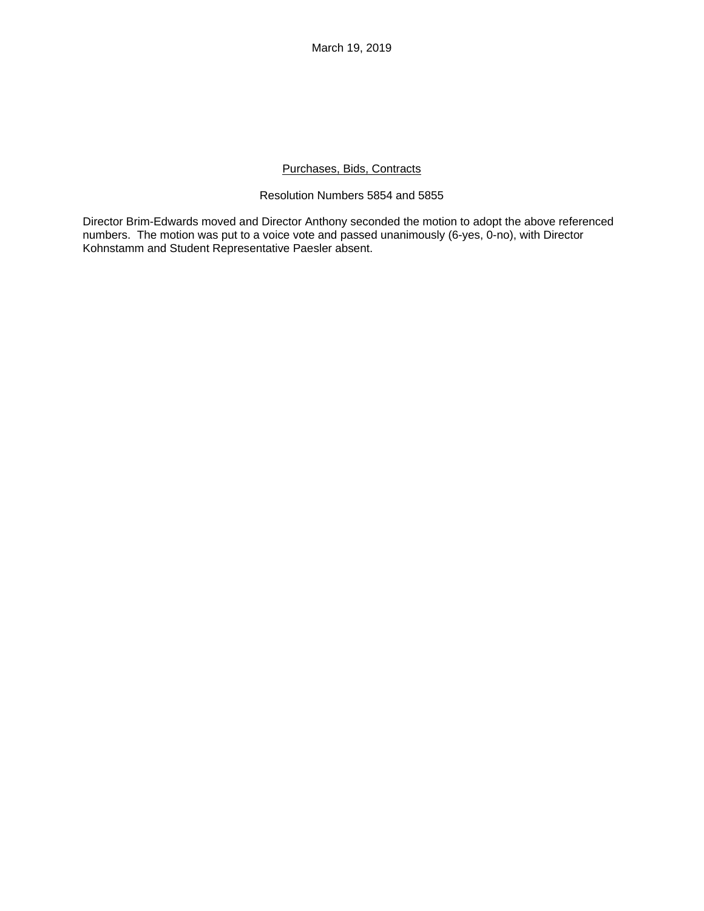March 19, 2019

<u>Purchases, Bids, Contracts</u>

Resolution Numbers 5854 and 5855

Director Brim-Edwards moved and Director Anthony seconded the motion to adopt the above referenced numbers. The motion was put to a voice vote and passed unanimously (6-yes, 0-no), with Director Kohnstamm and Student Representative Paesler absent.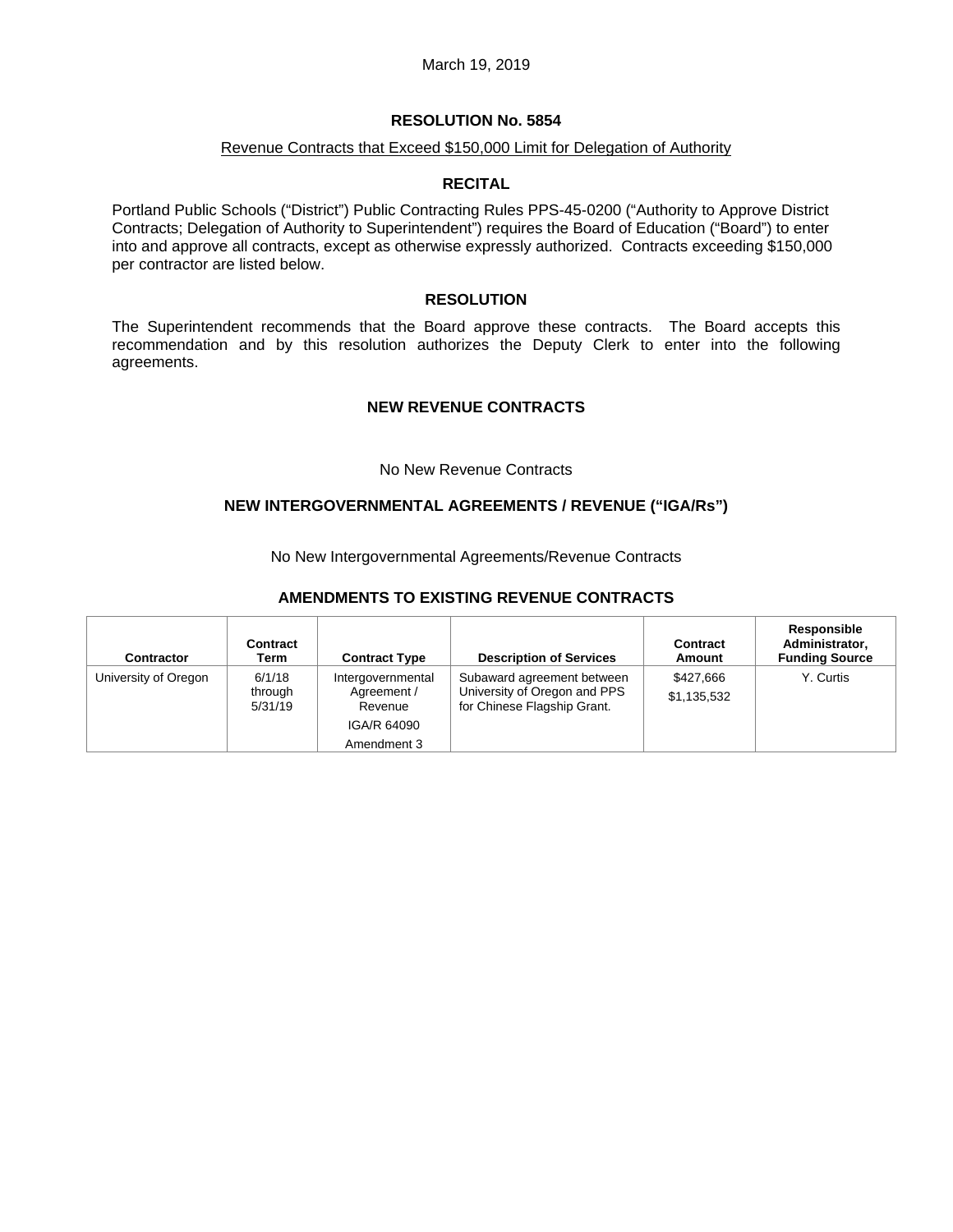March 19, 2019

## RESOLUTION No. 5854

Revenue Contracts that Exceed $150,000 Limit for Delegation of Authority

### RECITAL

Portland Public Schools ("District") Public Contracting Rules PPS-45-0200 ("Authority to Approve District Contracts; Delegation of Authority to Superintendent") requires the Board of Education ("Board") to enter into and approve all contracts, except as otherwise expressly authorized. Contracts exceeding $150,000 per contractor are listed below.

### RESOLUTION

The Superintendent recommends that the Board approve these contracts. The Board accepts this recommendation and by this resolution authorizes the Deputy Clerk to enter into the following agreements.

### NEW REVENUE CONTRACTS

No New Revenue Contracts

### NEW INTERGOVERNMENTAL AGREEMENTS / REVENUE ("IGA/Rs")

No New Intergovernmental Agreements/Revenue Contracts

### AMENDMENTS TO EXISTING REVENUE CONTRACTS

| Contractor | Contract Term | Contract Type | Description of Services | Contract Amount | Responsible Administrator, Funding Source |
|---|---|---|---|---|---|
| University of Oregon | 6/1/18 through 5/31/19 | Intergovernmental Agreement / Revenue<br>IGA/R 64090<br>Amendment 3 | Subaward agreement between University of Oregon and PPS for Chinese Flagship Grant. | $427,666<br>$1,135,532 | Y. Curtis |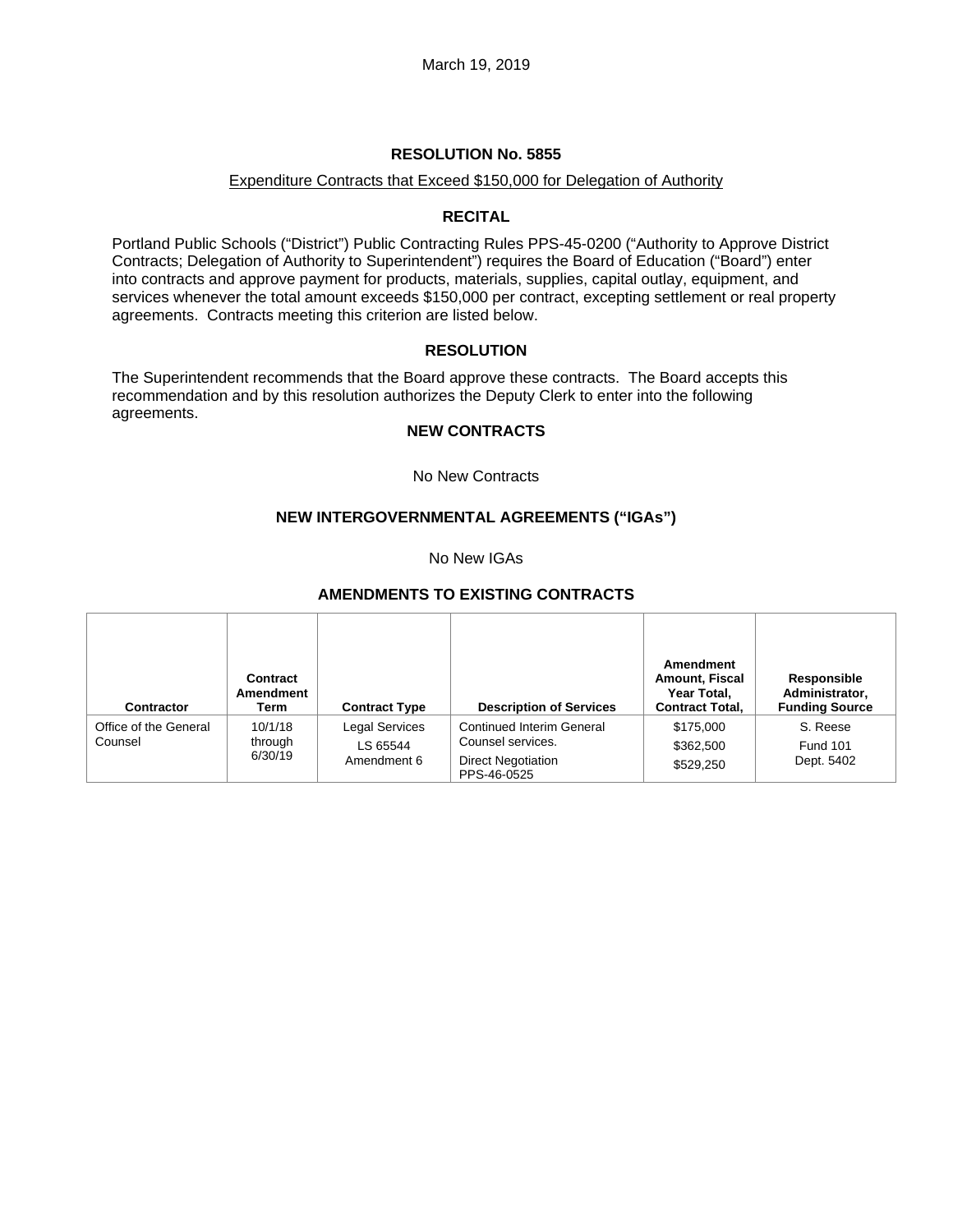March 19, 2019

## RESOLUTION No. 5855

Expenditure Contracts that Exceed $150,000 for Delegation of Authority

### RECITAL

Portland Public Schools ("District") Public Contracting Rules PPS-45-0200 ("Authority to Approve District Contracts; Delegation of Authority to Superintendent") requires the Board of Education ("Board") enter into contracts and approve payment for products, materials, supplies, capital outlay, equipment, and services whenever the total amount exceeds $150,000 per contract, excepting settlement or real property agreements. Contracts meeting this criterion are listed below.

### RESOLUTION

The Superintendent recommends that the Board approve these contracts. The Board accepts this recommendation and by this resolution authorizes the Deputy Clerk to enter into the following agreements.

### NEW CONTRACTS

No New Contracts

### NEW INTERGOVERNMENTAL AGREEMENTS ("IGAs")

No New IGAs

### AMENDMENTS TO EXISTING CONTRACTS

| Contractor | Contract Amendment Term | Contract Type | Description of Services | Amendment Amount, Fiscal Year Total, Contract Total, | Responsible Administrator, Funding Source |
|---|---|---|---|---|---|
| Office of the General Counsel | 10/1/18 through 6/30/19 | Legal Services<br>LS 65544<br>Amendment 6 | Continued Interim General Counsel services.<br>Direct Negotiation PPS-46-0525 | $175,000<br>$362,500<br>$529,250 | S. Reese<br>Fund 101<br>Dept. 5402 |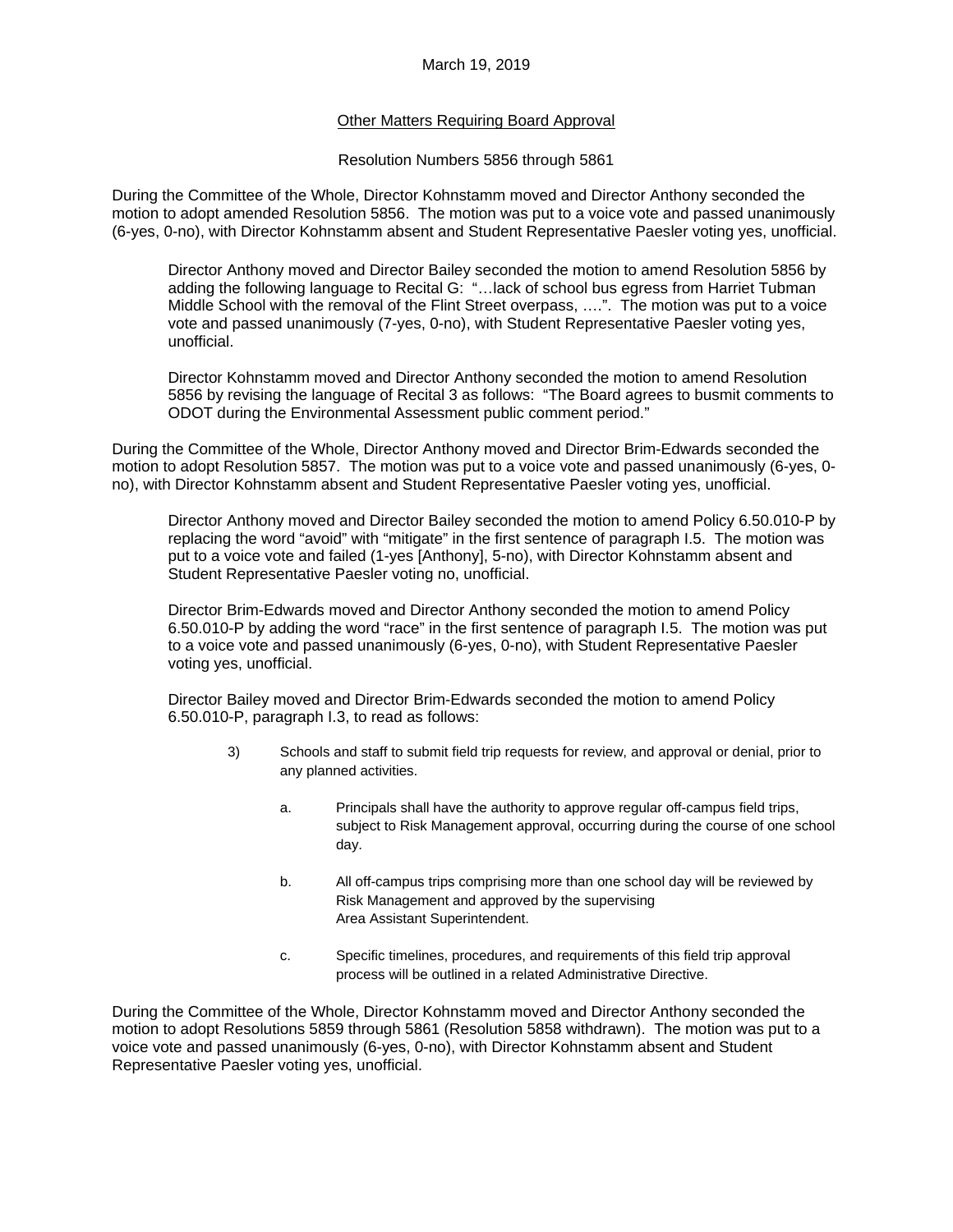March 19, 2019

<u>Other Matters Requiring Board Approval</u>

Resolution Numbers 5856 through 5861

During the Committee of the Whole, Director Kohnstamm moved and Director Anthony seconded the motion to adopt amended Resolution 5856. The motion was put to a voice vote and passed unanimously (6-yes, 0-no), with Director Kohnstamm absent and Student Representative Paesler voting yes, unofficial.

> Director Anthony moved and Director Bailey seconded the motion to amend Resolution 5856 by adding the following language to Recital G: "…lack of school bus egress from Harriet Tubman Middle School with the removal of the Flint Street overpass, ….". The motion was put to a voice vote and passed unanimously (7-yes, 0-no), with Student Representative Paesler voting yes, unofficial.
>
> Director Kohnstamm moved and Director Anthony seconded the motion to amend Resolution 5856 by revising the language of Recital 3 as follows: "The Board agrees to busmit comments to ODOT during the Environmental Assessment public comment period."

During the Committee of the Whole, Director Anthony moved and Director Brim-Edwards seconded the motion to adopt Resolution 5857. The motion was put to a voice vote and passed unanimously (6-yes, 0-no), with Director Kohnstamm absent and Student Representative Paesler voting yes, unofficial.

> Director Anthony moved and Director Bailey seconded the motion to amend Policy 6.50.010-P by replacing the word "avoid" with "mitigate" in the first sentence of paragraph I.5. The motion was put to a voice vote and failed (1-yes [Anthony], 5-no), with Director Kohnstamm absent and Student Representative Paesler voting no, unofficial.
>
> Director Brim-Edwards moved and Director Anthony seconded the motion to amend Policy 6.50.010-P by adding the word "race" in the first sentence of paragraph I.5. The motion was put to a voice vote and passed unanimously (6-yes, 0-no), with Student Representative Paesler voting yes, unofficial.
>
> Director Bailey moved and Director Brim-Edwards seconded the motion to amend Policy 6.50.010-P, paragraph I.3, to read as follows:
>
> 3) Schools and staff to submit field trip requests for review, and approval or denial, prior to any planned activities.
>
>     a. Principals shall have the authority to approve regular off-campus field trips, subject to Risk Management approval, occurring during the course of one school day.
>
>     b. All off-campus trips comprising more than one school day will be reviewed by Risk Management and approved by the supervising Area Assistant Superintendent.
>
>     c. Specific timelines, procedures, and requirements of this field trip approval process will be outlined in a related Administrative Directive.

During the Committee of the Whole, Director Kohnstamm moved and Director Anthony seconded the motion to adopt Resolutions 5859 through 5861 (Resolution 5858 withdrawn). The motion was put to a voice vote and passed unanimously (6-yes, 0-no), with Director Kohnstamm absent and Student Representative Paesler voting yes, unofficial.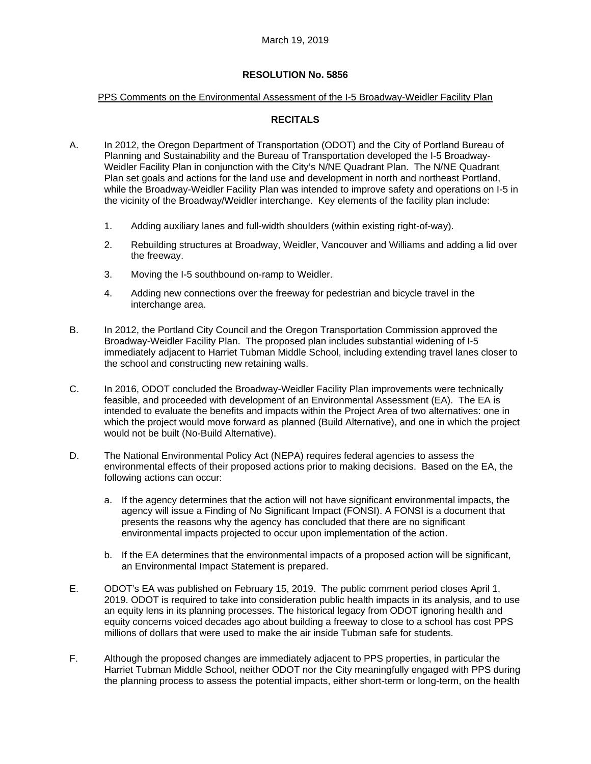March 19, 2019

**RESOLUTION No. 5856**

PPS Comments on the Environmental Assessment of the I-5 Broadway-Weidler Facility Plan

**RECITALS**

A. In 2012, the Oregon Department of Transportation (ODOT) and the City of Portland Bureau of Planning and Sustainability and the Bureau of Transportation developed the I-5 Broadway-Weidler Facility Plan in conjunction with the City's N/NE Quadrant Plan. The N/NE Quadrant Plan set goals and actions for the land use and development in north and northeast Portland, while the Broadway-Weidler Facility Plan was intended to improve safety and operations on I-5 in the vicinity of the Broadway/Weidler interchange. Key elements of the facility plan include:

   1. Adding auxiliary lanes and full-width shoulders (within existing right-of-way).

   2. Rebuilding structures at Broadway, Weidler, Vancouver and Williams and adding a lid over the freeway.

   3. Moving the I-5 southbound on-ramp to Weidler.

   4. Adding new connections over the freeway for pedestrian and bicycle travel in the interchange area.

B. In 2012, the Portland City Council and the Oregon Transportation Commission approved the Broadway-Weidler Facility Plan. The proposed plan includes substantial widening of I-5 immediately adjacent to Harriet Tubman Middle School, including extending travel lanes closer to the school and constructing new retaining walls.

C. In 2016, ODOT concluded the Broadway-Weidler Facility Plan improvements were technically feasible, and proceeded with development of an Environmental Assessment (EA). The EA is intended to evaluate the benefits and impacts within the Project Area of two alternatives: one in which the project would move forward as planned (Build Alternative), and one in which the project would not be built (No-Build Alternative).

D. The National Environmental Policy Act (NEPA) requires federal agencies to assess the environmental effects of their proposed actions prior to making decisions. Based on the EA, the following actions can occur:

   a. If the agency determines that the action will not have significant environmental impacts, the agency will issue a Finding of No Significant Impact (FONSI). A FONSI is a document that presents the reasons why the agency has concluded that there are no significant environmental impacts projected to occur upon implementation of the action.

   b. If the EA determines that the environmental impacts of a proposed action will be significant, an Environmental Impact Statement is prepared.

E. ODOT's EA was published on February 15, 2019. The public comment period closes April 1, 2019. ODOT is required to take into consideration public health impacts in its analysis, and to use an equity lens in its planning processes. The historical legacy from ODOT ignoring health and equity concerns voiced decades ago about building a freeway to close to a school has cost PPS millions of dollars that were used to make the air inside Tubman safe for students.

F. Although the proposed changes are immediately adjacent to PPS properties, in particular the Harriet Tubman Middle School, neither ODOT nor the City meaningfully engaged with PPS during the planning process to assess the potential impacts, either short-term or long-term, on the health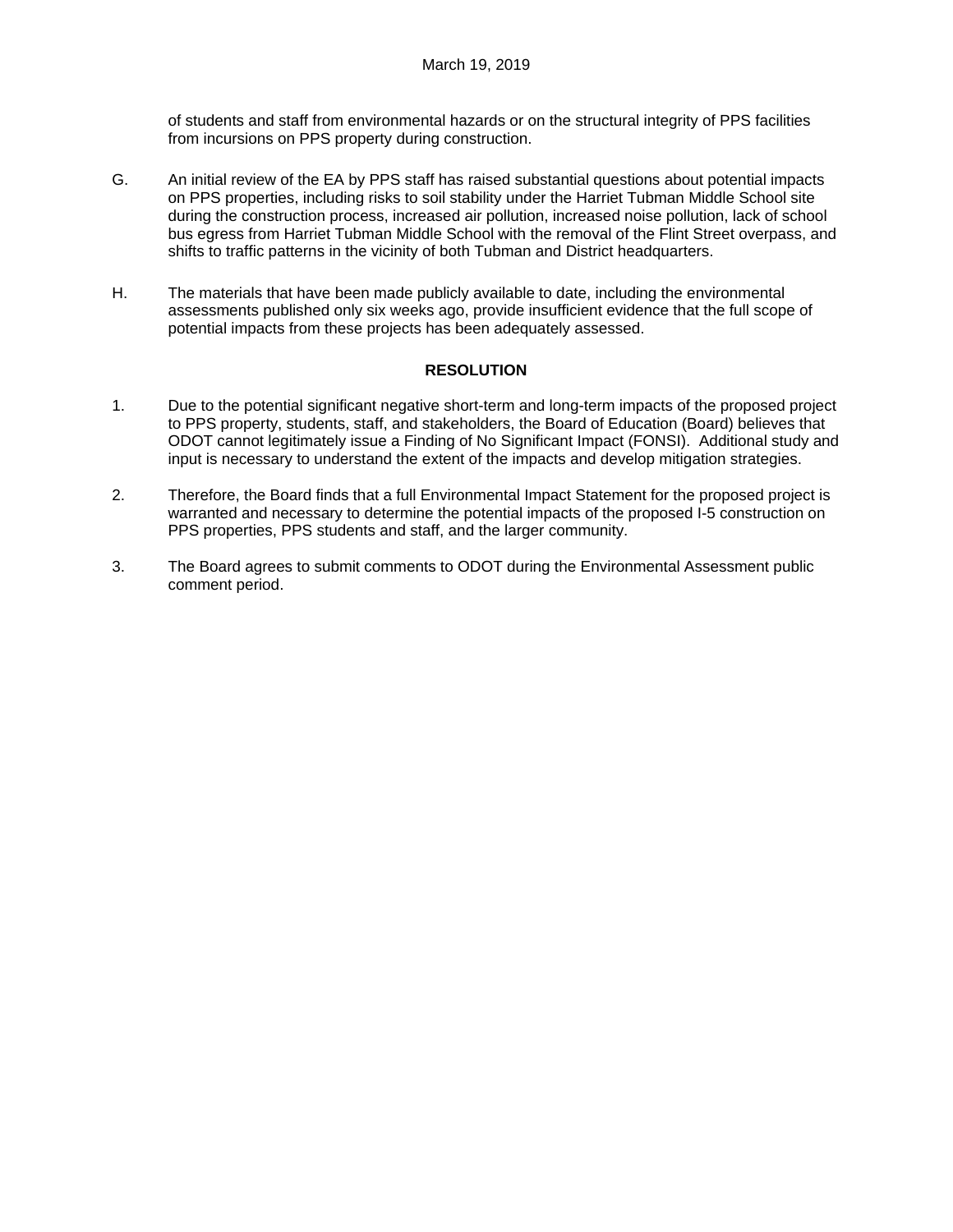of students and staff from environmental hazards or on the structural integrity of PPS facilities from incursions on PPS property during construction.

G. An initial review of the EA by PPS staff has raised substantial questions about potential impacts on PPS properties, including risks to soil stability under the Harriet Tubman Middle School site during the construction process, increased air pollution, increased noise pollution, lack of school bus egress from Harriet Tubman Middle School with the removal of the Flint Street overpass, and shifts to traffic patterns in the vicinity of both Tubman and District headquarters.

H. The materials that have been made publicly available to date, including the environmental assessments published only six weeks ago, provide insufficient evidence that the full scope of potential impacts from these projects has been adequately assessed.

## RESOLUTION

1. Due to the potential significant negative short-term and long-term impacts of the proposed project to PPS property, students, staff, and stakeholders, the Board of Education (Board) believes that ODOT cannot legitimately issue a Finding of No Significant Impact (FONSI). Additional study and input is necessary to understand the extent of the impacts and develop mitigation strategies.

2. Therefore, the Board finds that a full Environmental Impact Statement for the proposed project is warranted and necessary to determine the potential impacts of the proposed I-5 construction on PPS properties, PPS students and staff, and the larger community.

3. The Board agrees to submit comments to ODOT during the Environmental Assessment public comment period.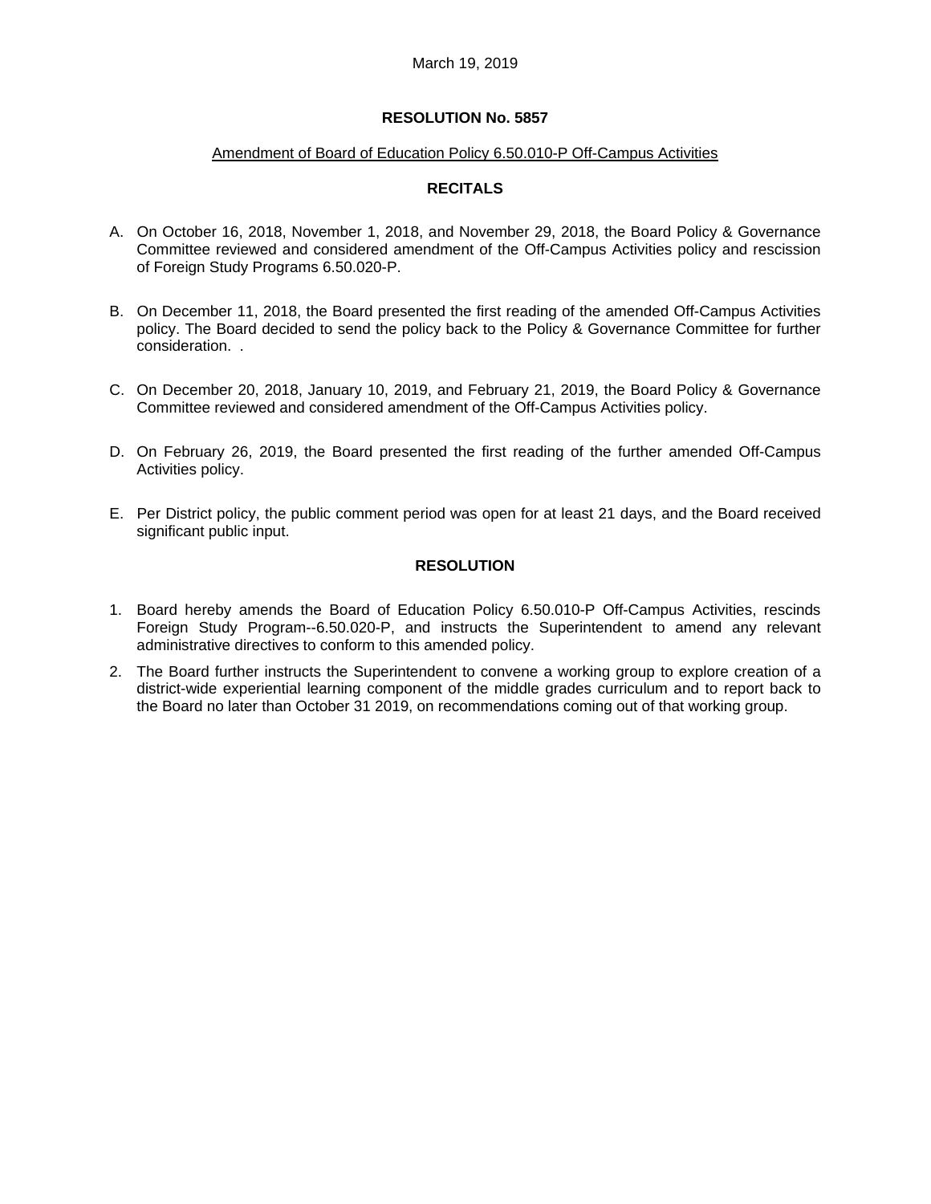March 19, 2019

## RESOLUTION No. 5857

Amendment of Board of Education Policy 6.50.010-P Off-Campus Activities

### RECITALS

A. On October 16, 2018, November 1, 2018, and November 29, 2018, the Board Policy & Governance Committee reviewed and considered amendment of the Off-Campus Activities policy and rescission of Foreign Study Programs 6.50.020-P.

B. On December 11, 2018, the Board presented the first reading of the amended Off-Campus Activities policy. The Board decided to send the policy back to the Policy & Governance Committee for further consideration. .

C. On December 20, 2018, January 10, 2019, and February 21, 2019, the Board Policy & Governance Committee reviewed and considered amendment of the Off-Campus Activities policy.

D. On February 26, 2019, the Board presented the first reading of the further amended Off-Campus Activities policy.

E. Per District policy, the public comment period was open for at least 21 days, and the Board received significant public input.

### RESOLUTION

1. Board hereby amends the Board of Education Policy 6.50.010-P Off-Campus Activities, rescinds Foreign Study Program--6.50.020-P, and instructs the Superintendent to amend any relevant administrative directives to conform to this amended policy.
2. The Board further instructs the Superintendent to convene a working group to explore creation of a district-wide experiential learning component of the middle grades curriculum and to report back to the Board no later than October 31 2019, on recommendations coming out of that working group.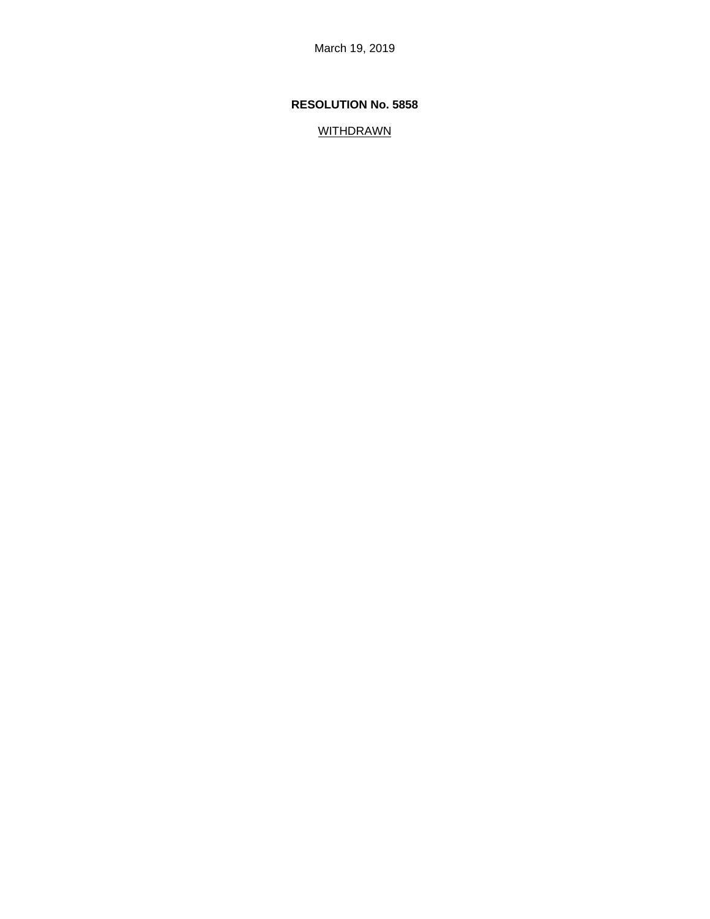March 19, 2019

**RESOLUTION No. 5858**

WITHDRAWN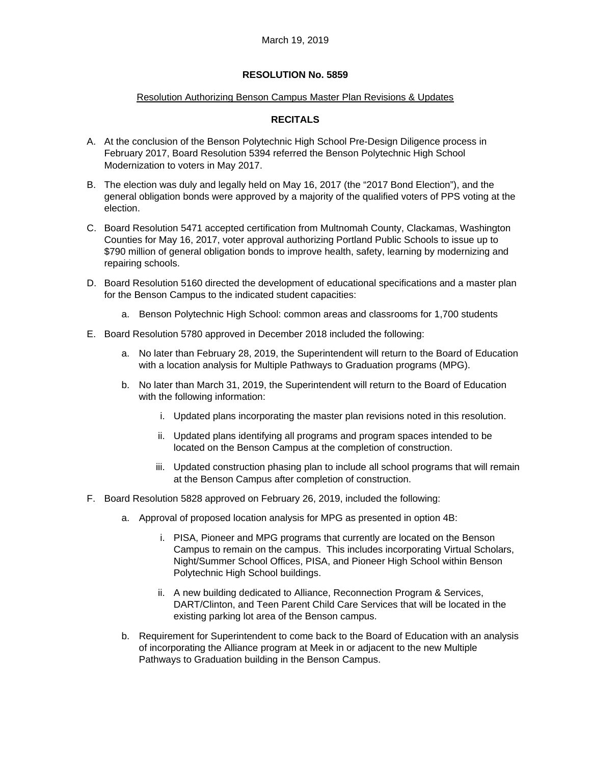March 19, 2019

**RESOLUTION No. 5859**

Resolution Authorizing Benson Campus Master Plan Revisions & Updates

**RECITALS**

A. At the conclusion of the Benson Polytechnic High School Pre-Design Diligence process in February 2017, Board Resolution 5394 referred the Benson Polytechnic High School Modernization to voters in May 2017.

B. The election was duly and legally held on May 16, 2017 (the "2017 Bond Election"), and the general obligation bonds were approved by a majority of the qualified voters of PPS voting at the election.

C. Board Resolution 5471 accepted certification from Multnomah County, Clackamas, Washington Counties for May 16, 2017, voter approval authorizing Portland Public Schools to issue up to $790 million of general obligation bonds to improve health, safety, learning by modernizing and repairing schools.

D. Board Resolution 5160 directed the development of educational specifications and a master plan for the Benson Campus to the indicated student capacities:

   a. Benson Polytechnic High School: common areas and classrooms for 1,700 students

E. Board Resolution 5780 approved in December 2018 included the following:

   a. No later than February 28, 2019, the Superintendent will return to the Board of Education with a location analysis for Multiple Pathways to Graduation programs (MPG).

   b. No later than March 31, 2019, the Superintendent will return to the Board of Education with the following information:

      i. Updated plans incorporating the master plan revisions noted in this resolution.

      ii. Updated plans identifying all programs and program spaces intended to be located on the Benson Campus at the completion of construction.

      iii. Updated construction phasing plan to include all school programs that will remain at the Benson Campus after completion of construction.

F. Board Resolution 5828 approved on February 26, 2019, included the following:

   a. Approval of proposed location analysis for MPG as presented in option 4B:

      i. PISA, Pioneer and MPG programs that currently are located on the Benson Campus to remain on the campus. This includes incorporating Virtual Scholars, Night/Summer School Offices, PISA, and Pioneer High School within Benson Polytechnic High School buildings.

      ii. A new building dedicated to Alliance, Reconnection Program & Services, DART/Clinton, and Teen Parent Child Care Services that will be located in the existing parking lot area of the Benson campus.

   b. Requirement for Superintendent to come back to the Board of Education with an analysis of incorporating the Alliance program at Meek in or adjacent to the new Multiple Pathways to Graduation building in the Benson Campus.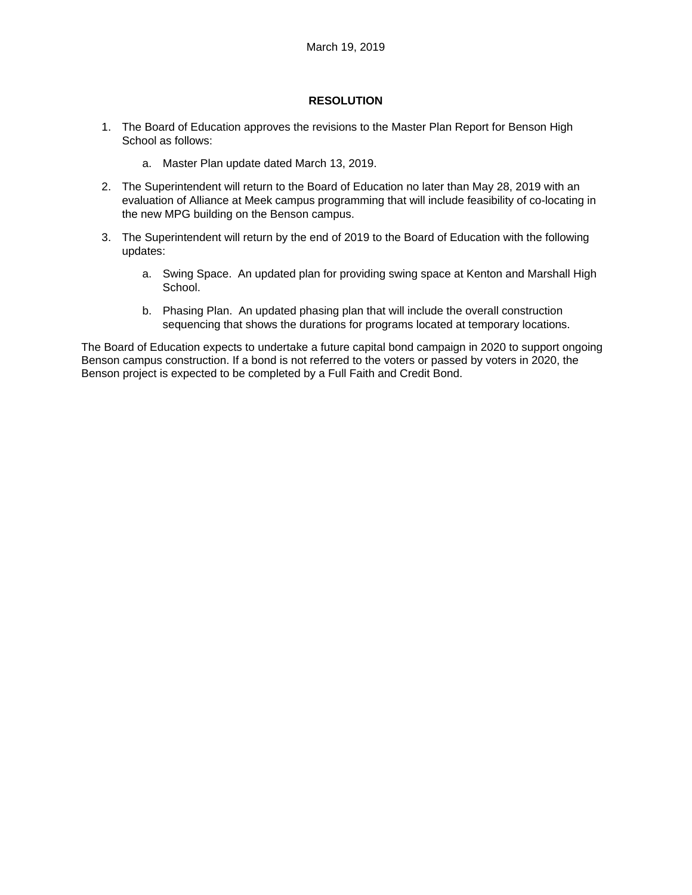March 19, 2019

**RESOLUTION**

1. The Board of Education approves the revisions to the Master Plan Report for Benson High School as follows:

    a. Master Plan update dated March 13, 2019.

2. The Superintendent will return to the Board of Education no later than May 28, 2019 with an evaluation of Alliance at Meek campus programming that will include feasibility of co-locating in the new MPG building on the Benson campus.

3. The Superintendent will return by the end of 2019 to the Board of Education with the following updates:

    a. Swing Space. An updated plan for providing swing space at Kenton and Marshall High School.

    b. Phasing Plan. An updated phasing plan that will include the overall construction sequencing that shows the durations for programs located at temporary locations.

The Board of Education expects to undertake a future capital bond campaign in 2020 to support ongoing Benson campus construction. If a bond is not referred to the voters or passed by voters in 2020, the Benson project is expected to be completed by a Full Faith and Credit Bond.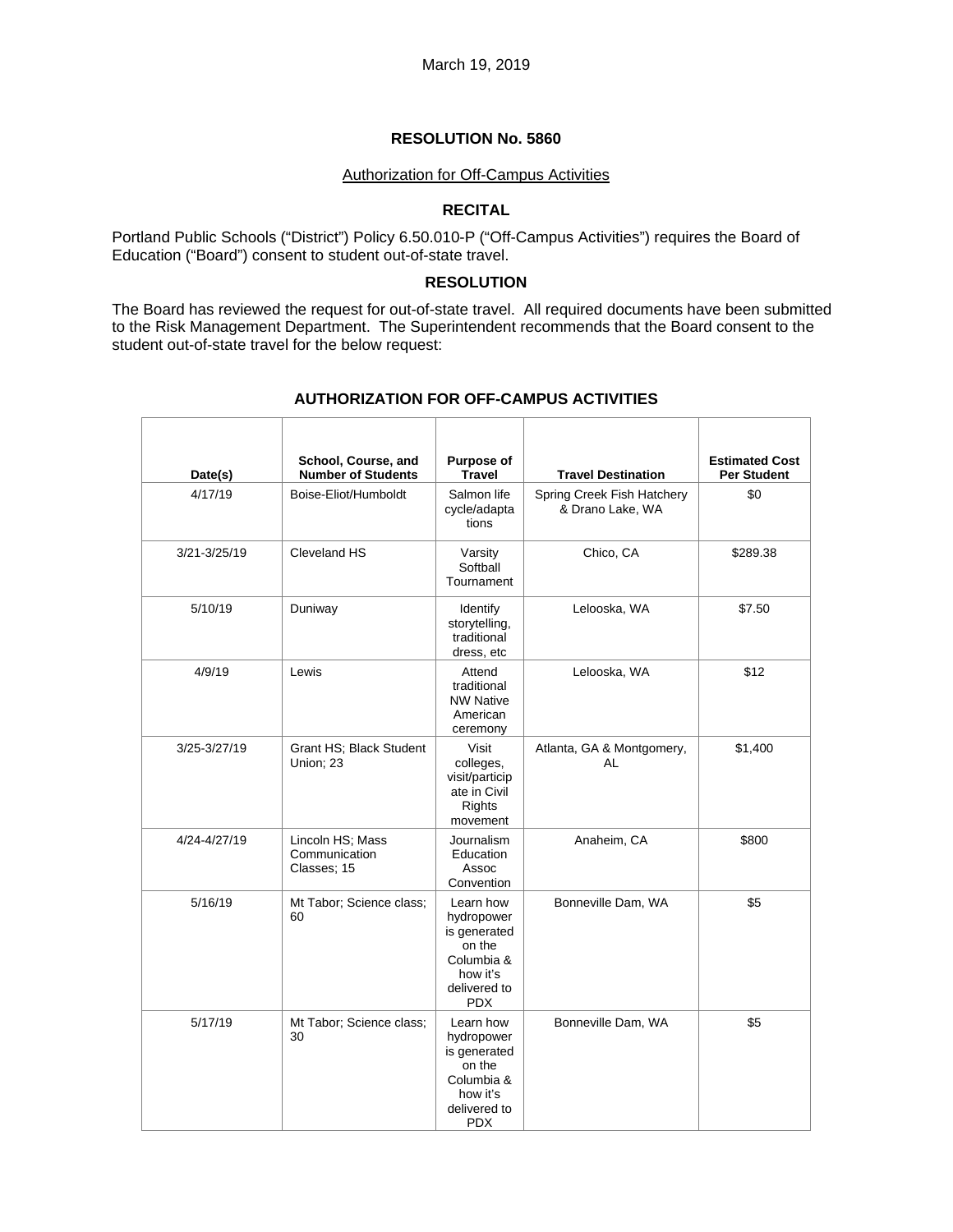March 19, 2019

# RESOLUTION No. 5860

Authorization for Off-Campus Activities

## RECITAL

Portland Public Schools ("District") Policy 6.50.010-P ("Off-Campus Activities") requires the Board of Education ("Board") consent to student out-of-state travel.

## RESOLUTION

The Board has reviewed the request for out-of-state travel. All required documents have been submitted to the Risk Management Department. The Superintendent recommends that the Board consent to the student out-of-state travel for the below request:

### AUTHORIZATION FOR OFF-CAMPUS ACTIVITIES

| Date(s) | School, Course, and Number of Students | Purpose of Travel | Travel Destination | Estimated Cost Per Student |
|---|---|---|---|---|
| 4/17/19 | Boise-Eliot/Humboldt | Salmon life cycle/adaptations | Spring Creek Fish Hatchery & Drano Lake, WA | $0 |
| 3/21-3/25/19 | Cleveland HS | Varsity Softball Tournament | Chico, CA | $289.38 |
| 5/10/19 | Duniway | Identify storytelling, traditional dress, etc | Lelooska, WA | $7.50 |
| 4/9/19 | Lewis | Attend traditional NW Native American ceremony | Lelooska, WA | $12 |
| 3/25-3/27/19 | Grant HS; Black Student Union; 23 | Visit colleges, visit/participate in Civil Rights movement | Atlanta, GA & Montgomery, AL | $1,400 |
| 4/24-4/27/19 | Lincoln HS; Mass Communication Classes; 15 | Journalism Education Assoc Convention | Anaheim, CA | $800 |
| 5/16/19 | Mt Tabor; Science class; 60 | Learn how hydropower is generated on the Columbia & how it's delivered to PDX | Bonneville Dam, WA | $5 |
| 5/17/19 | Mt Tabor; Science class; 30 | Learn how hydropower is generated on the Columbia & how it's delivered to PDX | Bonneville Dam, WA | $5 |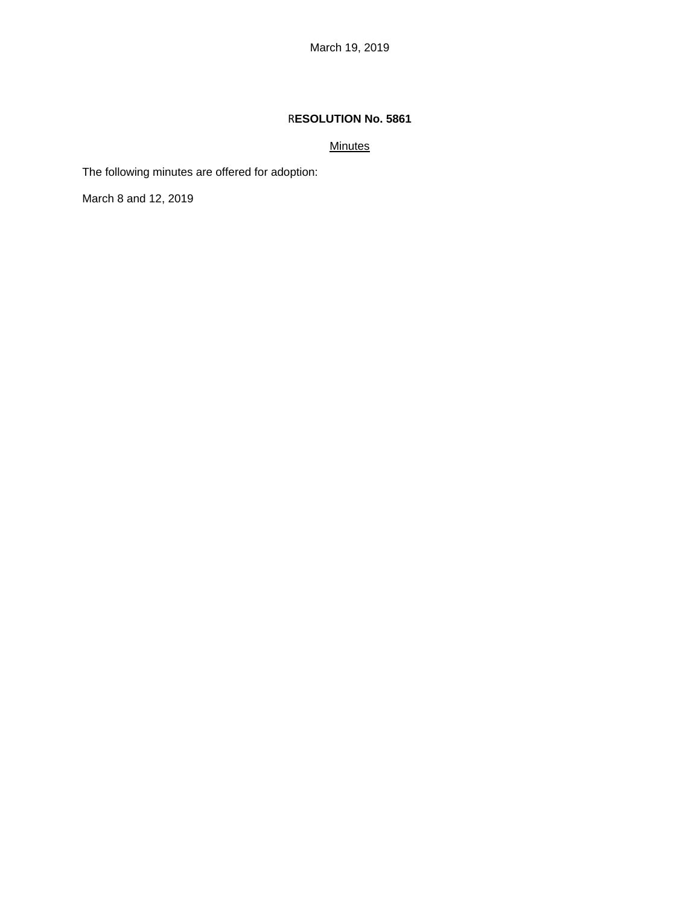March 19, 2019

**RESOLUTION No. 5861**

Minutes

The following minutes are offered for adoption:

March 8 and 12, 2019